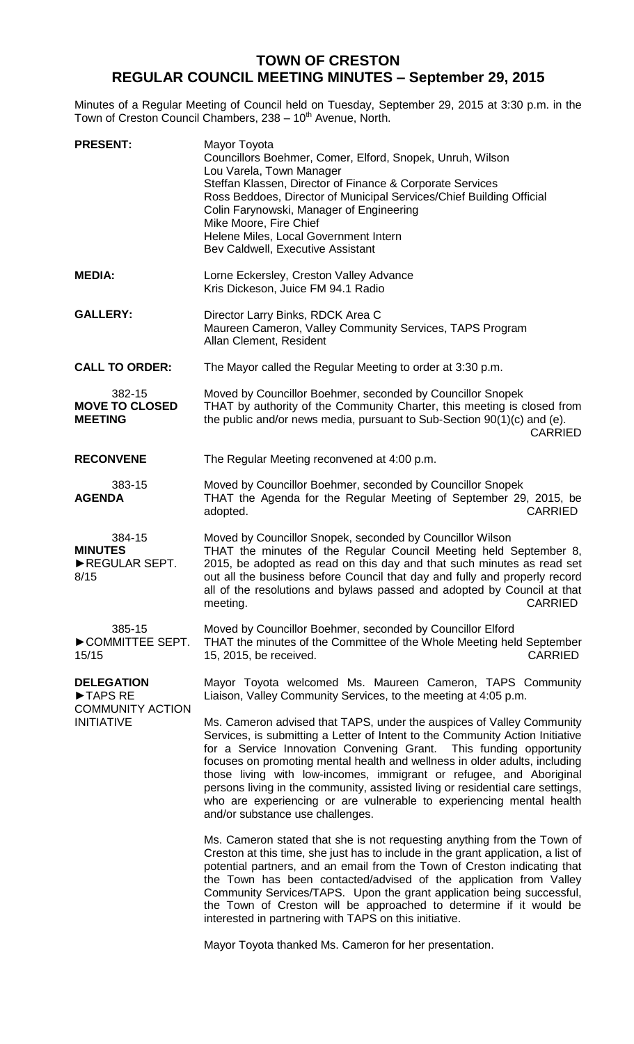# TOWN OF CRESTON
## REGULAR COUNCIL MEETING MINUTES – September 29, 2015

Minutes of a Regular Meeting of Council held on Tuesday, September 29, 2015 at 3:30 p.m. in the Town of Creston Council Chambers, 238 – 10th Avenue, North.

**PRESENT:**
Mayor Toyota
Councillors Boehmer, Comer, Elford, Snopek, Unruh, Wilson
Lou Varela, Town Manager
Steffan Klassen, Director of Finance & Corporate Services
Ross Beddoes, Director of Municipal Services/Chief Building Official
Colin Farynowski, Manager of Engineering
Mike Moore, Fire Chief
Helene Miles, Local Government Intern
Bev Caldwell, Executive Assistant

**MEDIA:**
Lorne Eckersley, Creston Valley Advance
Kris Dickeson, Juice FM 94.1 Radio

**GALLERY:**
Director Larry Binks, RDCK Area C
Maureen Cameron, Valley Community Services, TAPS Program
Allan Clement, Resident

**CALL TO ORDER:** The Mayor called the Regular Meeting to order at 3:30 p.m.

382-15
**MOVE TO CLOSED MEETING**

Moved by Councillor Boehmer, seconded by Councillor Snopek
THAT by authority of the Community Charter, this meeting is closed from the public and/or news media, pursuant to Sub-Section 90(1)(c) and (e).
CARRIED

**RECONVENE** The Regular Meeting reconvened at 4:00 p.m.

383-15
**AGENDA**

Moved by Councillor Boehmer, seconded by Councillor Snopek
THAT the Agenda for the Regular Meeting of September 29, 2015, be adopted.
CARRIED

384-15
**MINUTES**
►REGULAR SEPT. 8/15

Moved by Councillor Snopek, seconded by Councillor Wilson
THAT the minutes of the Regular Council Meeting held September 8, 2015, be adopted as read on this day and that such minutes as read set out all the business before Council that day and fully and properly record all of the resolutions and bylaws passed and adopted by Council at that meeting.
CARRIED

385-15
►COMMITTEE SEPT. 15/15

Moved by Councillor Boehmer, seconded by Councillor Elford
THAT the minutes of the Committee of the Whole Meeting held September 15, 2015, be received.
CARRIED

**DELEGATION**
►TAPS RE COMMUNITY ACTION INITIATIVE

Mayor Toyota welcomed Ms. Maureen Cameron, TAPS Community Liaison, Valley Community Services, to the meeting at 4:05 p.m.

Ms. Cameron advised that TAPS, under the auspices of Valley Community Services, is submitting a Letter of Intent to the Community Action Initiative for a Service Innovation Convening Grant. This funding opportunity focuses on promoting mental health and wellness in older adults, including those living with low-incomes, immigrant or refugee, and Aboriginal persons living in the community, assisted living or residential care settings, who are experiencing or are vulnerable to experiencing mental health and/or substance use challenges.

Ms. Cameron stated that she is not requesting anything from the Town of Creston at this time, she just has to include in the grant application, a list of potential partners, and an email from the Town of Creston indicating that the Town has been contacted/advised of the application from Valley Community Services/TAPS. Upon the grant application being successful, the Town of Creston will be approached to determine if it would be interested in partnering with TAPS on this initiative.

Mayor Toyota thanked Ms. Cameron for her presentation.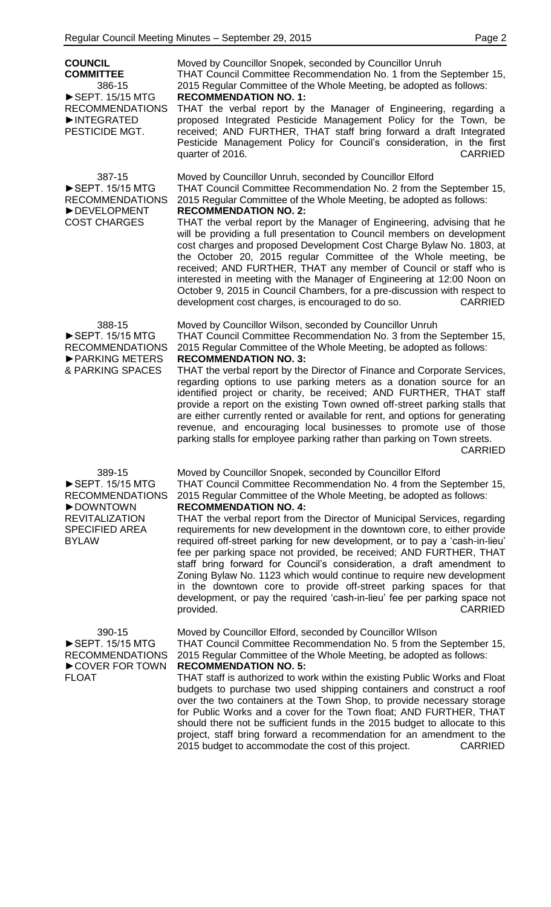**COUNCIL COMMITTEE**

386-15
►SEPT. 15/15 MTG RECOMMENDATIONS
►INTEGRATED PESTICIDE MGT.

Moved by Councillor Snopek, seconded by Councillor Unruh
THAT Council Committee Recommendation No. 1 from the September 15, 2015 Regular Committee of the Whole Meeting, be adopted as follows:
**RECOMMENDATION NO. 1:**
THAT the verbal report by the Manager of Engineering, regarding a proposed Integrated Pesticide Management Policy for the Town, be received; AND FURTHER, THAT staff bring forward a draft Integrated Pesticide Management Policy for Council's consideration, in the first quarter of 2016. CARRIED

387-15
►SEPT. 15/15 MTG RECOMMENDATIONS
►DEVELOPMENT COST CHARGES

Moved by Councillor Unruh, seconded by Councillor Elford
THAT Council Committee Recommendation No. 2 from the September 15, 2015 Regular Committee of the Whole Meeting, be adopted as follows:
**RECOMMENDATION NO. 2:**
THAT the verbal report by the Manager of Engineering, advising that he will be providing a full presentation to Council members on development cost charges and proposed Development Cost Charge Bylaw No. 1803, at the October 20, 2015 regular Committee of the Whole meeting, be received; AND FURTHER, THAT any member of Council or staff who is interested in meeting with the Manager of Engineering at 12:00 Noon on October 9, 2015 in Council Chambers, for a pre-discussion with respect to development cost charges, is encouraged to do so. CARRIED

388-15
►SEPT. 15/15 MTG RECOMMENDATIONS
►PARKING METERS & PARKING SPACES

Moved by Councillor Wilson, seconded by Councillor Unruh
THAT Council Committee Recommendation No. 3 from the September 15, 2015 Regular Committee of the Whole Meeting, be adopted as follows:
**RECOMMENDATION NO. 3:**
THAT the verbal report by the Director of Finance and Corporate Services, regarding options to use parking meters as a donation source for an identified project or charity, be received; AND FURTHER, THAT staff provide a report on the existing Town owned off-street parking stalls that are either currently rented or available for rent, and options for generating revenue, and encouraging local businesses to promote use of those parking stalls for employee parking rather than parking on Town streets. CARRIED

389-15
►SEPT. 15/15 MTG RECOMMENDATIONS
►DOWNTOWN REVITALIZATION SPECIFIED AREA BYLAW

Moved by Councillor Snopek, seconded by Councillor Elford
THAT Council Committee Recommendation No. 4 from the September 15, 2015 Regular Committee of the Whole Meeting, be adopted as follows:
**RECOMMENDATION NO. 4:**
THAT the verbal report from the Director of Municipal Services, regarding requirements for new development in the downtown core, to either provide required off-street parking for new development, or to pay a 'cash-in-lieu' fee per parking space not provided, be received; AND FURTHER, THAT staff bring forward for Council's consideration, a draft amendment to Zoning Bylaw No. 1123 which would continue to require new development in the downtown core to provide off-street parking spaces for that development, or pay the required 'cash-in-lieu' fee per parking space not provided. CARRIED

390-15
►SEPT. 15/15 MTG RECOMMENDATIONS
►COVER FOR TOWN FLOAT

Moved by Councillor Elford, seconded by Councillor WIlson
THAT Council Committee Recommendation No. 5 from the September 15, 2015 Regular Committee of the Whole Meeting, be adopted as follows:
**RECOMMENDATION NO. 5:**
THAT staff is authorized to work within the existing Public Works and Float budgets to purchase two used shipping containers and construct a roof over the two containers at the Town Shop, to provide necessary storage for Public Works and a cover for the Town float; AND FURTHER, THAT should there not be sufficient funds in the 2015 budget to allocate to this project, staff bring forward a recommendation for an amendment to the 2015 budget to accommodate the cost of this project. CARRIED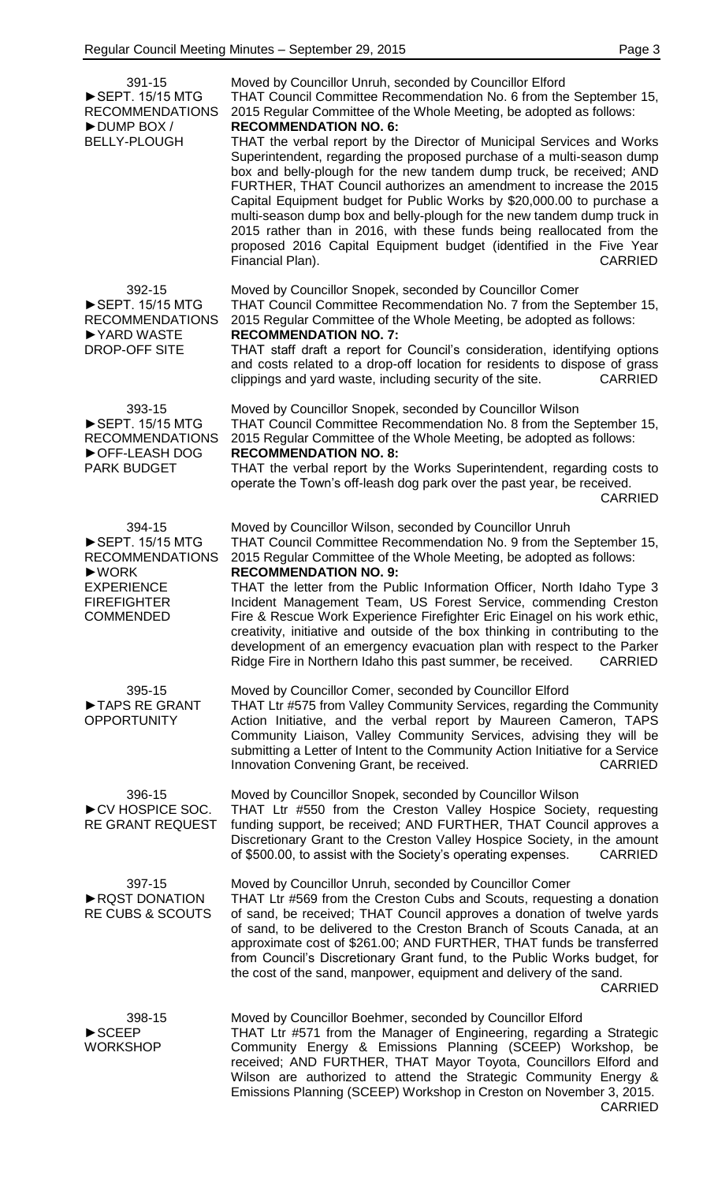391-15
►SEPT. 15/15 MTG RECOMMENDATIONS
►DUMP BOX / BELLY-PLOUGH

Moved by Councillor Unruh, seconded by Councillor Elford
THAT Council Committee Recommendation No. 6 from the September 15, 2015 Regular Committee of the Whole Meeting, be adopted as follows:
**RECOMMENDATION NO. 6:**
THAT the verbal report by the Director of Municipal Services and Works Superintendent, regarding the proposed purchase of a multi-season dump box and belly-plough for the new tandem dump truck, be received; AND FURTHER, THAT Council authorizes an amendment to increase the 2015 Capital Equipment budget for Public Works by $20,000.00 to purchase a multi-season dump box and belly-plough for the new tandem dump truck in 2015 rather than in 2016, with these funds being reallocated from the proposed 2016 Capital Equipment budget (identified in the Five Year Financial Plan). CARRIED

392-15
►SEPT. 15/15 MTG RECOMMENDATIONS
►YARD WASTE DROP-OFF SITE

Moved by Councillor Snopek, seconded by Councillor Comer
THAT Council Committee Recommendation No. 7 from the September 15, 2015 Regular Committee of the Whole Meeting, be adopted as follows:
**RECOMMENDATION NO. 7:**
THAT staff draft a report for Council's consideration, identifying options and costs related to a drop-off location for residents to dispose of grass clippings and yard waste, including security of the site. CARRIED

393-15
►SEPT. 15/15 MTG RECOMMENDATIONS
►OFF-LEASH DOG PARK BUDGET

Moved by Councillor Snopek, seconded by Councillor Wilson
THAT Council Committee Recommendation No. 8 from the September 15, 2015 Regular Committee of the Whole Meeting, be adopted as follows:
**RECOMMENDATION NO. 8:**
THAT the verbal report by the Works Superintendent, regarding costs to operate the Town's off-leash dog park over the past year, be received. CARRIED

394-15
►SEPT. 15/15 MTG RECOMMENDATIONS
►WORK EXPERIENCE FIREFIGHTER COMMENDED

Moved by Councillor Wilson, seconded by Councillor Unruh
THAT Council Committee Recommendation No. 9 from the September 15, 2015 Regular Committee of the Whole Meeting, be adopted as follows:
**RECOMMENDATION NO. 9:**
THAT the letter from the Public Information Officer, North Idaho Type 3 Incident Management Team, US Forest Service, commending Creston Fire & Rescue Work Experience Firefighter Eric Einagel on his work ethic, creativity, initiative and outside of the box thinking in contributing to the development of an emergency evacuation plan with respect to the Parker Ridge Fire in Northern Idaho this past summer, be received. CARRIED

395-15
►TAPS RE GRANT OPPORTUNITY

Moved by Councillor Comer, seconded by Councillor Elford
THAT Ltr #575 from Valley Community Services, regarding the Community Action Initiative, and the verbal report by Maureen Cameron, TAPS Community Liaison, Valley Community Services, advising they will be submitting a Letter of Intent to the Community Action Initiative for a Service Innovation Convening Grant, be received. CARRIED

396-15
►CV HOSPICE SOC. RE GRANT REQUEST

Moved by Councillor Snopek, seconded by Councillor Wilson
THAT Ltr #550 from the Creston Valley Hospice Society, requesting funding support, be received; AND FURTHER, THAT Council approves a Discretionary Grant to the Creston Valley Hospice Society, in the amount of $500.00, to assist with the Society's operating expenses. CARRIED

397-15
►RQST DONATION RE CUBS & SCOUTS

Moved by Councillor Unruh, seconded by Councillor Comer
THAT Ltr #569 from the Creston Cubs and Scouts, requesting a donation of sand, be received; THAT Council approves a donation of twelve yards of sand, to be delivered to the Creston Branch of Scouts Canada, at an approximate cost of $261.00; AND FURTHER, THAT funds be transferred from Council's Discretionary Grant fund, to the Public Works budget, for the cost of the sand, manpower, equipment and delivery of the sand. CARRIED

398-15
►SCEEP WORKSHOP

Moved by Councillor Boehmer, seconded by Councillor Elford
THAT Ltr #571 from the Manager of Engineering, regarding a Strategic Community Energy & Emissions Planning (SCEEP) Workshop, be received; AND FURTHER, THAT Mayor Toyota, Councillors Elford and Wilson are authorized to attend the Strategic Community Energy & Emissions Planning (SCEEP) Workshop in Creston on November 3, 2015. CARRIED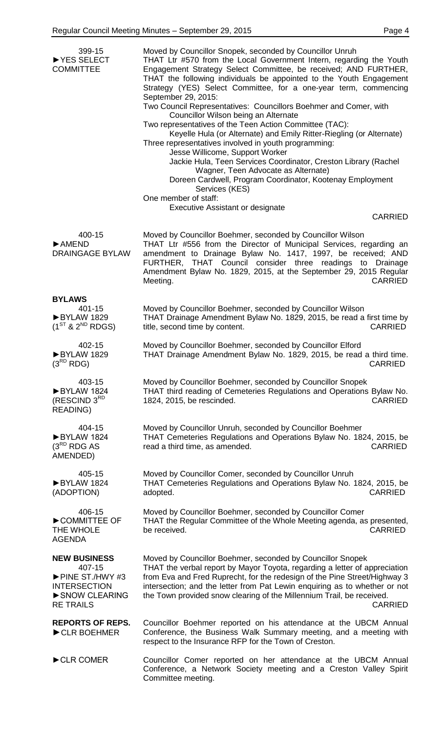399-15
►YES SELECT COMMITTEE

Moved by Councillor Snopek, seconded by Councillor Unruh
THAT Ltr #570 from the Local Government Intern, regarding the Youth Engagement Strategy Select Committee, be received; AND FURTHER, THAT the following individuals be appointed to the Youth Engagement Strategy (YES) Select Committee, for a one-year term, commencing September 29, 2015:

Two Council Representatives: Councillors Boehmer and Comer, with Councillor Wilson being an Alternate

Two representatives of the Teen Action Committee (TAC):
- Keyelle Hula (or Alternate) and Emily Ritter-Riegling (or Alternate)

Three representatives involved in youth programming:
- Jesse Willicome, Support Worker
- Jackie Hula, Teen Services Coordinator, Creston Library (Rachel Wagner, Teen Advocate as Alternate)
- Doreen Cardwell, Program Coordinator, Kootenay Employment Services (KES)

One member of staff:
- Executive Assistant or designate

CARRIED

400-15
►AMEND DRAINGAGE BYLAW

Moved by Councillor Boehmer, seconded by Councillor Wilson
THAT Ltr #556 from the Director of Municipal Services, regarding an amendment to Drainage Bylaw No. 1417, 1997, be received; AND FURTHER, THAT Council consider three readings to Drainage Amendment Bylaw No. 1829, 2015, at the September 29, 2015 Regular Meeting. CARRIED

**BYLAWS**

401-15
►BYLAW 1829 (1ST & 2ND RDGS)

Moved by Councillor Boehmer, seconded by Councillor Wilson
THAT Drainage Amendment Bylaw No. 1829, 2015, be read a first time by title, second time by content. CARRIED

402-15
►BYLAW 1829 (3RD RDG)

Moved by Councillor Boehmer, seconded by Councillor Elford
THAT Drainage Amendment Bylaw No. 1829, 2015, be read a third time. CARRIED

403-15
►BYLAW 1824 (RESCIND 3RD READING)

Moved by Councillor Boehmer, seconded by Councillor Snopek
THAT third reading of Cemeteries Regulations and Operations Bylaw No. 1824, 2015, be rescinded. CARRIED

404-15
►BYLAW 1824 (3RD RDG AS AMENDED)

Moved by Councillor Unruh, seconded by Councillor Boehmer
THAT Cemeteries Regulations and Operations Bylaw No. 1824, 2015, be read a third time, as amended. CARRIED

405-15
►BYLAW 1824 (ADOPTION)

Moved by Councillor Comer, seconded by Councillor Unruh
THAT Cemeteries Regulations and Operations Bylaw No. 1824, 2015, be adopted. CARRIED

406-15
►COMMITTEE OF THE WHOLE AGENDA

Moved by Councillor Boehmer, seconded by Councillor Comer
THAT the Regular Committee of the Whole Meeting agenda, as presented, be received. CARRIED

**NEW BUSINESS**

407-15
►PINE ST./HWY #3 INTERSECTION
►SNOW CLEARING RE TRAILS

Moved by Councillor Boehmer, seconded by Councillor Snopek
THAT the verbal report by Mayor Toyota, regarding a letter of appreciation from Eva and Fred Ruprecht, for the redesign of the Pine Street/Highway 3 intersection; and the letter from Pat Lewin enquiring as to whether or not the Town provided snow clearing of the Millennium Trail, be received. CARRIED

**REPORTS OF REPS.**

►CLR BOEHMER

Councillor Boehmer reported on his attendance at the UBCM Annual Conference, the Business Walk Summary meeting, and a meeting with respect to the Insurance RFP for the Town of Creston.

►CLR COMER

Councillor Comer reported on her attendance at the UBCM Annual Conference, a Network Society meeting and a Creston Valley Spirit Committee meeting.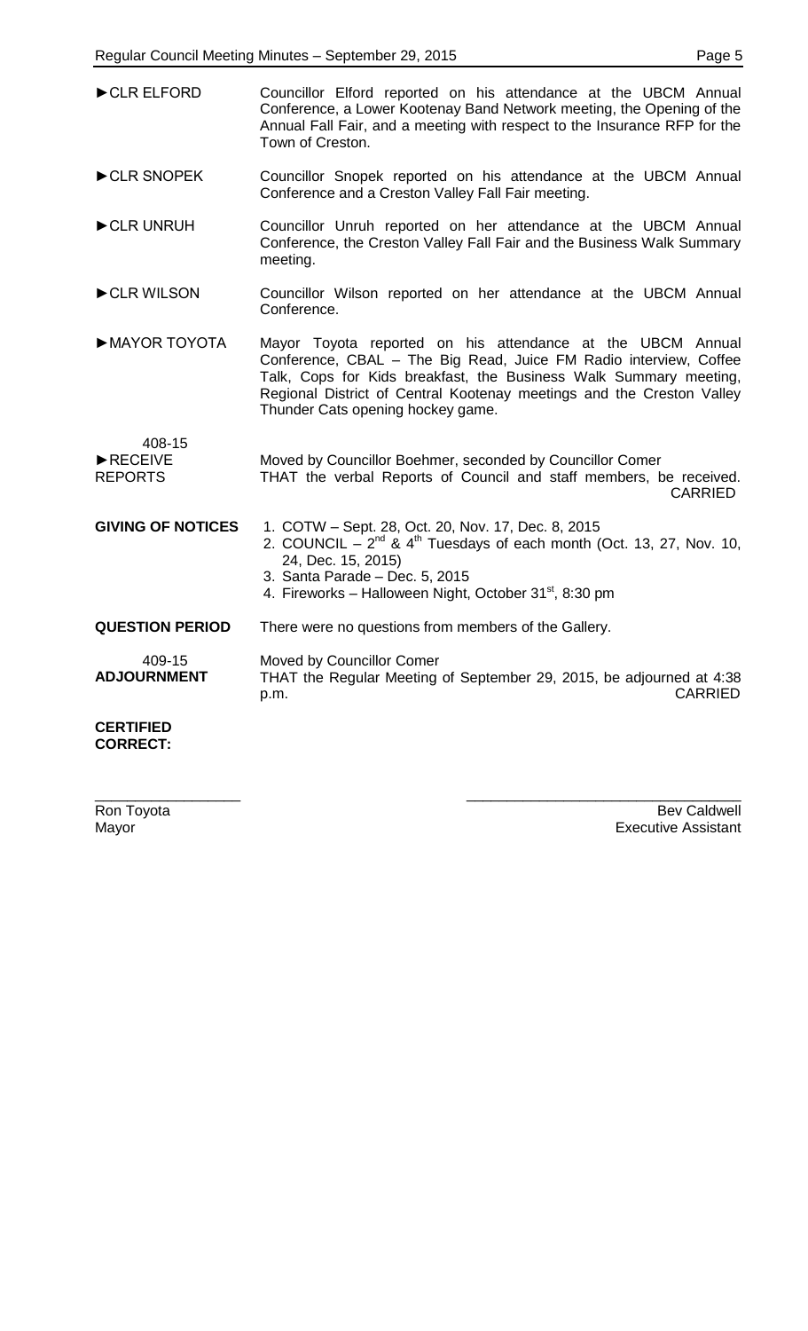| | |
|---|---|
| ►CLR ELFORD | Councillor Elford reported on his attendance at the UBCM Annual Conference, a Lower Kootenay Band Network meeting, the Opening of the Annual Fall Fair, and a meeting with respect to the Insurance RFP for the Town of Creston. |
| ►CLR SNOPEK | Councillor Snopek reported on his attendance at the UBCM Annual Conference and a Creston Valley Fall Fair meeting. |
| ►CLR UNRUH | Councillor Unruh reported on her attendance at the UBCM Annual Conference, the Creston Valley Fall Fair and the Business Walk Summary meeting. |
| ►CLR WILSON | Councillor Wilson reported on her attendance at the UBCM Annual Conference. |
| ►MAYOR TOYOTA | Mayor Toyota reported on his attendance at the UBCM Annual Conference, CBAL – The Big Read, Juice FM Radio interview, Coffee Talk, Cops for Kids breakfast, the Business Walk Summary meeting, Regional District of Central Kootenay meetings and the Creston Valley Thunder Cats opening hockey game. |
| 408-15 ►RECEIVE REPORTS | Moved by Councillor Boehmer, seconded by Councillor Comer THAT the verbal Reports of Council and staff members, be received. CARRIED |
| **GIVING OF NOTICES** | 1. COTW – Sept. 28, Oct. 20, Nov. 17, Dec. 8, 2015<br>2. COUNCIL – 2nd & 4th Tuesdays of each month (Oct. 13, 27, Nov. 10, 24, Dec. 15, 2015)<br>3. Santa Parade – Dec. 5, 2015<br>4. Fireworks – Halloween Night, October 31st, 8:30 pm |
| **QUESTION PERIOD** | There were no questions from members of the Gallery. |
| 409-15 **ADJOURNMENT** | Moved by Councillor Comer THAT the Regular Meeting of September 29, 2015, be adjourned at 4:38 p.m. CARRIED |

**CERTIFIED CORRECT:**

\_\_\_\_\_\_\_\_\_\_\_\_\_\_\_\_\_\_\_\_
Ron Toyota
Mayor

\_\_\_\_\_\_\_\_\_\_\_\_\_\_\_\_\_\_\_\_
Bev Caldwell
Executive Assistant